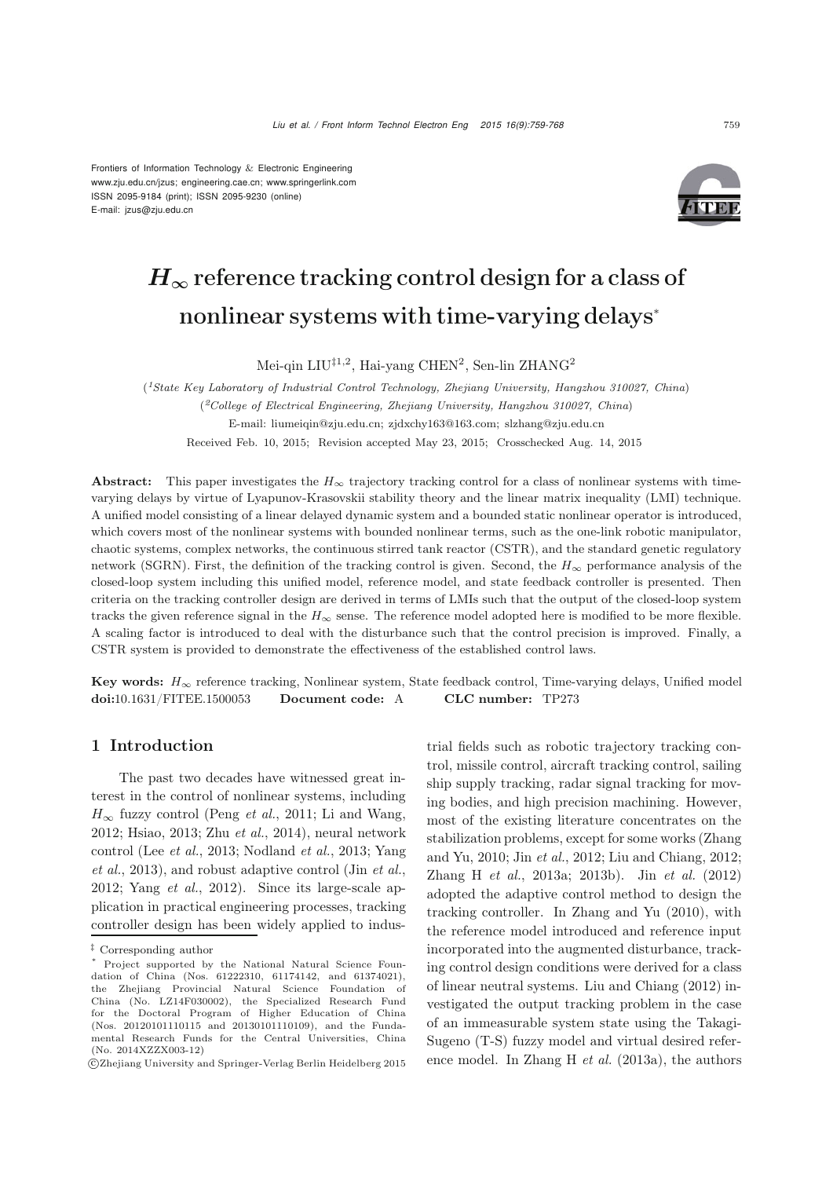Frontiers of Information Technology & Electronic Engineering
www.zju.edu.cn/jzus; engineering.cae.cn; www.springerlink.com
ISSN 2095-9184 (print); ISSN 2095-9230 (online)
E-mail: jzus@zju.edu.cn

# $H_\infty$ reference tracking control design for a class of nonlinear systems with time-varying delays*

Mei-qin LIU[‡1,2], Hai-yang CHEN[2], Sen-lin ZHANG[2]

([1]*State Key Laboratory of Industrial Control Technology, Zhejiang University, Hangzhou 310027, China*)

([2]*College of Electrical Engineering, Zhejiang University, Hangzhou 310027, China*)

E-mail: liumeiqin@zju.edu.cn; zjdxchy163@163.com; slzhang@zju.edu.cn

Received Feb. 10, 2015; Revision accepted May 23, 2015; Crosschecked Aug. 14, 2015

**Abstract:** This paper investigates the $H_\infty$ trajectory tracking control for a class of nonlinear systems with time-varying delays by virtue of Lyapunov-Krasovskii stability theory and the linear matrix inequality (LMI) technique. A unified model consisting of a linear delayed dynamic system and a bounded static nonlinear operator is introduced, which covers most of the nonlinear systems with bounded nonlinear terms, such as the one-link robotic manipulator, chaotic systems, complex networks, the continuous stirred tank reactor (CSTR), and the standard genetic regulatory network (SGRN). First, the definition of the tracking control is given. Second, the $H_\infty$ performance analysis of the closed-loop system including this unified model, reference model, and state feedback controller is presented. Then criteria on the tracking controller design are derived in terms of LMIs such that the output of the closed-loop system tracks the given reference signal in the $H_\infty$ sense. The reference model adopted here is modified to be more flexible. A scaling factor is introduced to deal with the disturbance such that the control precision is improved. Finally, a CSTR system is provided to demonstrate the effectiveness of the established control laws.

**Key words:** $H_\infty$ reference tracking, Nonlinear system, State feedback control, Time-varying delays, Unified model
**doi:**10.1631/FITEE.1500053 **Document code:** A **CLC number:** TP273

## 1 Introduction

The past two decades have witnessed great interest in the control of nonlinear systems, including $H_\infty$ fuzzy control (Peng *et al.*, 2011; Li and Wang, 2012; Hsiao, 2013; Zhu *et al.*, 2014), neural network control (Lee *et al.*, 2013; Nodland *et al.*, 2013; Yang *et al.*, 2013), and robust adaptive control (Jin *et al.*, 2012; Yang *et al.*, 2012). Since its large-scale application in practical engineering processes, tracking controller design has been widely applied to industrial fields such as robotic trajectory tracking control, missile control, aircraft tracking control, sailing ship supply tracking, radar signal tracking for moving bodies, and high precision machining. However, most of the existing literature concentrates on the stabilization problems, except for some works (Zhang and Yu, 2010; Jin *et al.*, 2012; Liu and Chiang, 2012; Zhang H *et al.*, 2013a; 2013b). Jin *et al.* (2012) adopted the adaptive control method to design the tracking controller. In Zhang and Yu (2010), with the reference model introduced and reference input incorporated into the augmented disturbance, tracking control design conditions were derived for a class of linear neutral systems. Liu and Chiang (2012) investigated the output tracking problem in the case of an immeasurable system state using the Takagi-Sugeno (T-S) fuzzy model and virtual desired reference model. In Zhang H *et al.* (2013a), the authors

‡ Corresponding author

* Project supported by the National Natural Science Foundation of China (Nos. 61222310, 61174142, and 61374021), the Zhejiang Provincial Natural Science Foundation of China (No. LZ14F030002), the Specialized Research Fund for the Doctoral Program of Higher Education of China (Nos. 20120101110115 and 20130101110109), and the Fundamental Research Funds for the Central Universities, China (No. 2014XZZX003-12)

©Zhejiang University and Springer-Verlag Berlin Heidelberg 2015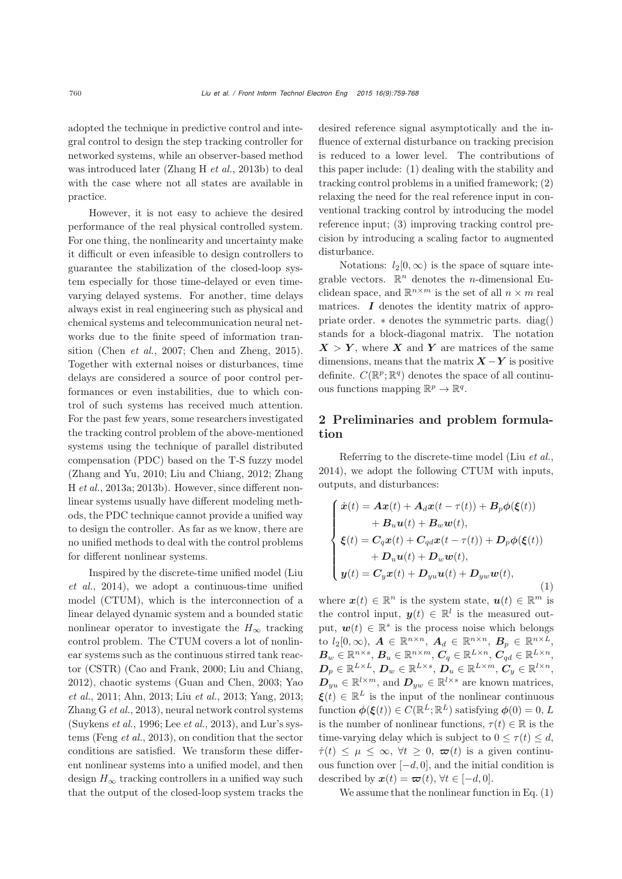adopted the technique in predictive control and integral control to design the step tracking controller for networked systems, while an observer-based method was introduced later (Zhang H *et al.*, 2013b) to deal with the case where not all states are available in practice.

However, it is not easy to achieve the desired performance of the real physical controlled system. For one thing, the nonlinearity and uncertainty make it difficult or even infeasible to design controllers to guarantee the stabilization of the closed-loop system especially for those time-delayed or even time-varying delayed systems. For another, time delays always exist in real engineering such as physical and chemical systems and telecommunication neural networks due to the finite speed of information transition (Chen *et al.*, 2007; Chen and Zheng, 2015). Together with external noises or disturbances, time delays are considered a source of poor control performances or even instabilities, due to which control of such systems has received much attention. For the past few years, some researchers investigated the tracking control problem of the above-mentioned systems using the technique of parallel distributed compensation (PDC) based on the T-S fuzzy model (Zhang and Yu, 2010; Liu and Chiang, 2012; Zhang H *et al.*, 2013a; 2013b). However, since different nonlinear systems usually have different modeling methods, the PDC technique cannot provide a unified way to design the controller. As far as we know, there are no unified methods to deal with the control problems for different nonlinear systems.

Inspired by the discrete-time unified model (Liu *et al.*, 2014), we adopt a continuous-time unified model (CTUM), which is the interconnection of a linear delayed dynamic system and a bounded static nonlinear operator to investigate the $H_\infty$ tracking control problem. The CTUM covers a lot of nonlinear systems such as the continuous stirred tank reactor (CSTR) (Cao and Frank, 2000; Liu and Chiang, 2012), chaotic systems (Guan and Chen, 2003; Yao *et al.*, 2011; Ahn, 2013; Liu *et al.*, 2013; Yang, 2013; Zhang G *et al.*, 2013), neural network control systems (Suykens *et al.*, 1996; Lee *et al.*, 2013), and Lur's systems (Feng *et al.*, 2013), on condition that the sector conditions are satisfied. We transform these different nonlinear systems into a unified model, and then design $H_\infty$ tracking controllers in a unified way such that the output of the closed-loop system tracks the desired reference signal asymptotically and the influence of external disturbance on tracking precision is reduced to a lower level. The contributions of this paper include: (1) dealing with the stability and tracking control problems in a unified framework; (2) relaxing the need for the real reference input in conventional tracking control by introducing the model reference input; (3) improving tracking control precision by introducing a scaling factor to augmented disturbance.

Notations: $l_2[0,\infty)$ is the space of square integrable vectors. $\mathbb{R}^n$ denotes the $n$-dimensional Euclidean space, and $\mathbb{R}^{n\times m}$ is the set of all $n \times m$ real matrices. $\boldsymbol{I}$ denotes the identity matrix of appropriate order. $*$ denotes the symmetric parts. diag() stands for a block-diagonal matrix. The notation $\boldsymbol{X} > \boldsymbol{Y}$, where $\boldsymbol{X}$ and $\boldsymbol{Y}$ are matrices of the same dimensions, means that the matrix $\boldsymbol{X}-\boldsymbol{Y}$ is positive definite. $C(\mathbb{R}^p;\mathbb{R}^q)$ denotes the space of all continuous functions mapping $\mathbb{R}^p \to \mathbb{R}^q$.

## 2 Preliminaries and problem formulation

Referring to the discrete-time model (Liu *et al.*, 2014), we adopt the following CTUM with inputs, outputs, and disturbances:

$$
\begin{cases}
\dot{\boldsymbol{x}}(t) = \boldsymbol{A}\boldsymbol{x}(t) + \boldsymbol{A}_d\boldsymbol{x}(t-\tau(t)) + \boldsymbol{B}_p\boldsymbol{\phi}(\boldsymbol{\xi}(t)) \\
\qquad\quad + \boldsymbol{B}_u\boldsymbol{u}(t) + \boldsymbol{B}_w\boldsymbol{w}(t), \\
\boldsymbol{\xi}(t) = \boldsymbol{C}_q\boldsymbol{x}(t) + \boldsymbol{C}_{qd}\boldsymbol{x}(t-\tau(t)) + \boldsymbol{D}_p\boldsymbol{\phi}(\boldsymbol{\xi}(t)) \\
\qquad\quad + \boldsymbol{D}_u\boldsymbol{u}(t) + \boldsymbol{D}_w\boldsymbol{w}(t), \\
\boldsymbol{y}(t) = \boldsymbol{C}_y\boldsymbol{x}(t) + \boldsymbol{D}_{yu}\boldsymbol{u}(t) + \boldsymbol{D}_{yw}\boldsymbol{w}(t),
\end{cases}
\tag{1}
$$

where $\boldsymbol{x}(t) \in \mathbb{R}^n$ is the system state, $\boldsymbol{u}(t) \in \mathbb{R}^m$ is the control input, $\boldsymbol{y}(t) \in \mathbb{R}^l$ is the measured output, $\boldsymbol{w}(t) \in \mathbb{R}^s$ is the process noise which belongs to $l_2[0,\infty)$, $\boldsymbol{A} \in \mathbb{R}^{n\times n}$, $\boldsymbol{A}_d \in \mathbb{R}^{n\times n}$, $\boldsymbol{B}_p \in \mathbb{R}^{n\times L}$, $\boldsymbol{B}_w \in \mathbb{R}^{n\times s}$, $\boldsymbol{B}_u \in \mathbb{R}^{n\times m}$, $\boldsymbol{C}_q \in \mathbb{R}^{L\times n}$, $\boldsymbol{C}_{qd} \in \mathbb{R}^{L\times n}$, $\boldsymbol{D}_p \in \mathbb{R}^{L\times L}$, $\boldsymbol{D}_w \in \mathbb{R}^{L\times s}$, $\boldsymbol{D}_u \in \mathbb{R}^{L\times m}$, $\boldsymbol{C}_y \in \mathbb{R}^{l\times n}$, $\boldsymbol{D}_{yu} \in \mathbb{R}^{l\times m}$, and $\boldsymbol{D}_{yw} \in \mathbb{R}^{l\times s}$ are known matrices, $\boldsymbol{\xi}(t) \in \mathbb{R}^L$ is the input of the nonlinear continuous function $\boldsymbol{\phi}(\boldsymbol{\xi}(t)) \in C(\mathbb{R}^L;\mathbb{R}^L)$ satisfying $\boldsymbol{\phi}(0) = 0$, $L$ is the number of nonlinear functions, $\tau(t) \in \mathbb{R}$ is the time-varying delay which is subject to $0 \le \tau(t) \le d$, $\dot{\tau}(t) \le \mu \le \infty$, $\forall t \ge 0$, $\boldsymbol{\varpi}(t)$ is a given continuous function over $[-d, 0]$, and the initial condition is described by $\boldsymbol{x}(t) = \boldsymbol{\varpi}(t)$, $\forall t \in [-d, 0]$.

We assume that the nonlinear function in Eq. (1)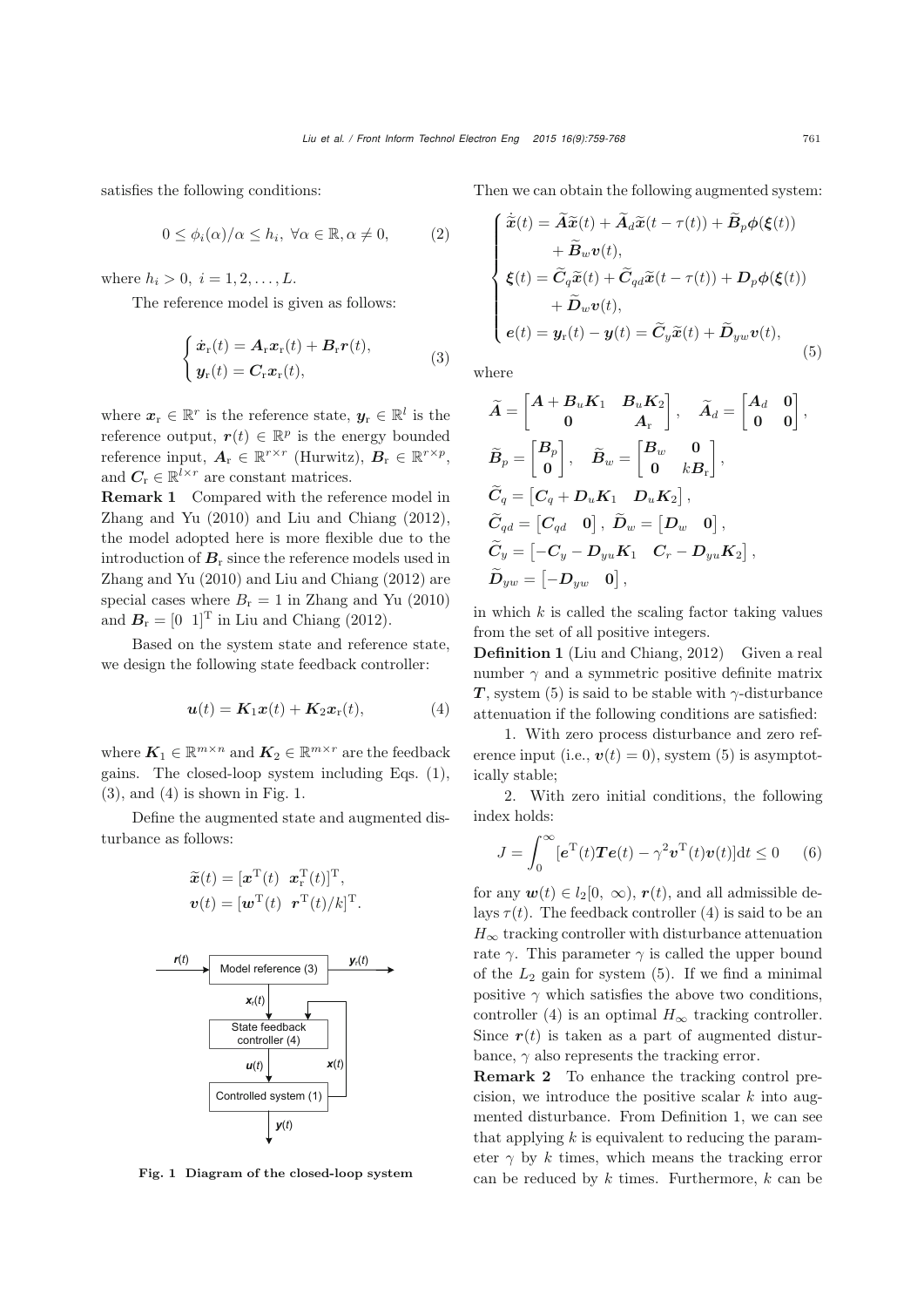satisfies the following conditions:

$$0 \leq \phi_i(\alpha)/\alpha \leq h_i, \ \forall \alpha \in \mathbb{R}, \alpha \neq 0, \tag{2}$$

where $h_i > 0, \ i = 1, 2, \ldots, L$.

The reference model is given as follows:

$$\begin{cases} \dot{\boldsymbol{x}}_{\mathrm{r}}(t) = \boldsymbol{A}_{\mathrm{r}}\boldsymbol{x}_{\mathrm{r}}(t) + \boldsymbol{B}_{\mathrm{r}}\boldsymbol{r}(t), \\ \boldsymbol{y}_{\mathrm{r}}(t) = \boldsymbol{C}_{\mathrm{r}}\boldsymbol{x}_{\mathrm{r}}(t), \end{cases} \tag{3}$$

where $\boldsymbol{x}_{\mathrm{r}} \in \mathbb{R}^r$ is the reference state, $\boldsymbol{y}_{\mathrm{r}} \in \mathbb{R}^l$ is the reference output, $\boldsymbol{r}(t) \in \mathbb{R}^p$ is the energy bounded reference input, $\boldsymbol{A}_{\mathrm{r}} \in \mathbb{R}^{r\times r}$ (Hurwitz), $\boldsymbol{B}_{\mathrm{r}} \in \mathbb{R}^{r\times p}$, and $\boldsymbol{C}_{\mathrm{r}} \in \mathbb{R}^{l\times r}$ are constant matrices.

**Remark 1** Compared with the reference model in Zhang and Yu (2010) and Liu and Chiang (2012), the model adopted here is more flexible due to the introduction of $\boldsymbol{B}_{\mathrm{r}}$ since the reference models used in Zhang and Yu (2010) and Liu and Chiang (2012) are special cases where $B_{\mathrm{r}} = 1$ in Zhang and Yu (2010) and $\boldsymbol{B}_{\mathrm{r}} = [0 \ \ 1]^{\mathrm{T}}$ in Liu and Chiang (2012).

Based on the system state and reference state, we design the following state feedback controller:

$$\boldsymbol{u}(t) = \boldsymbol{K}_1\boldsymbol{x}(t) + \boldsymbol{K}_2\boldsymbol{x}_{\mathrm{r}}(t), \tag{4}$$

where $\boldsymbol{K}_1 \in \mathbb{R}^{m\times n}$ and $\boldsymbol{K}_2 \in \mathbb{R}^{m\times r}$ are the feedback gains. The closed-loop system including Eqs. (1), (3), and (4) is shown in Fig. 1.

Define the augmented state and augmented disturbance as follows:

$$\widetilde{\boldsymbol{x}}(t) = [\boldsymbol{x}^{\mathrm{T}}(t) \ \ \boldsymbol{x}_{\mathrm{r}}^{\mathrm{T}}(t)]^{\mathrm{T}},$$
$$\boldsymbol{v}(t) = [\boldsymbol{w}^{\mathrm{T}}(t) \ \ \boldsymbol{r}^{\mathrm{T}}(t)/k]^{\mathrm{T}}.$$

**Fig. 1 Diagram of the closed-loop system**

Then we can obtain the following augmented system:

$$\begin{cases} \dot{\widetilde{\boldsymbol{x}}}(t) = \widetilde{\boldsymbol{A}}\widetilde{\boldsymbol{x}}(t) + \widetilde{\boldsymbol{A}}_d\widetilde{\boldsymbol{x}}(t-\tau(t)) + \widetilde{\boldsymbol{B}}_p\boldsymbol{\phi}(\boldsymbol{\xi}(t)) \\ \qquad\quad + \widetilde{\boldsymbol{B}}_w\boldsymbol{v}(t), \\ \boldsymbol{\xi}(t) = \widetilde{\boldsymbol{C}}_q\widetilde{\boldsymbol{x}}(t) + \widetilde{\boldsymbol{C}}_{qd}\widetilde{\boldsymbol{x}}(t-\tau(t)) + \boldsymbol{D}_p\boldsymbol{\phi}(\boldsymbol{\xi}(t)) \\ \qquad\quad + \widetilde{\boldsymbol{D}}_w\boldsymbol{v}(t), \\ \boldsymbol{e}(t) = \boldsymbol{y}_{\mathrm{r}}(t) - \boldsymbol{y}(t) = \widetilde{\boldsymbol{C}}_y\widetilde{\boldsymbol{x}}(t) + \widetilde{\boldsymbol{D}}_{yw}\boldsymbol{v}(t), \end{cases} \tag{5}$$

where

$$\widetilde{\boldsymbol{A}} = \begin{bmatrix} \boldsymbol{A} + \boldsymbol{B}_u\boldsymbol{K}_1 & \boldsymbol{B}_u\boldsymbol{K}_2 \\ \boldsymbol{0} & \boldsymbol{A}_{\mathrm{r}} \end{bmatrix}, \quad \widetilde{\boldsymbol{A}}_d = \begin{bmatrix} \boldsymbol{A}_d & \boldsymbol{0} \\ \boldsymbol{0} & \boldsymbol{0} \end{bmatrix},$$

$$\widetilde{\boldsymbol{B}}_p = \begin{bmatrix} \boldsymbol{B}_p \\ \boldsymbol{0} \end{bmatrix}, \quad \widetilde{\boldsymbol{B}}_w = \begin{bmatrix} \boldsymbol{B}_w & \boldsymbol{0} \\ \boldsymbol{0} & k\boldsymbol{B}_{\mathrm{r}} \end{bmatrix},$$

$$\widetilde{\boldsymbol{C}}_q = \begin{bmatrix} \boldsymbol{C}_q + \boldsymbol{D}_u\boldsymbol{K}_1 & \boldsymbol{D}_u\boldsymbol{K}_2 \end{bmatrix},$$

$$\widetilde{\boldsymbol{C}}_{qd} = \begin{bmatrix} \boldsymbol{C}_{qd} & \boldsymbol{0} \end{bmatrix}, \ \widetilde{\boldsymbol{D}}_w = \begin{bmatrix} \boldsymbol{D}_w & \boldsymbol{0} \end{bmatrix},$$

$$\widetilde{\boldsymbol{C}}_y = \begin{bmatrix} -\boldsymbol{C}_y - \boldsymbol{D}_{yu}\boldsymbol{K}_1 & \boldsymbol{C}_r - \boldsymbol{D}_{yu}\boldsymbol{K}_2 \end{bmatrix},$$

$$\widetilde{\boldsymbol{D}}_{yw} = \begin{bmatrix} -\boldsymbol{D}_{yw} & \boldsymbol{0} \end{bmatrix},$$

in which $k$ is called the scaling factor taking values from the set of all positive integers.

**Definition 1** (Liu and Chiang, 2012) Given a real number $\gamma$ and a symmetric positive definite matrix $\boldsymbol{T}$, system (5) is said to be stable with $\gamma$-disturbance attenuation if the following conditions are satisfied:

1. With zero process disturbance and zero reference input (i.e., $\boldsymbol{v}(t) = 0$), system (5) is asymptotically stable;

2. With zero initial conditions, the following index holds:

$$J = \int_0^\infty [\boldsymbol{e}^{\mathrm{T}}(t)\boldsymbol{T}\boldsymbol{e}(t) - \gamma^2\boldsymbol{v}^{\mathrm{T}}(t)\boldsymbol{v}(t)]\mathrm{d}t \leq 0 \tag{6}$$

for any $\boldsymbol{w}(t) \in l_2[0, \ \infty)$, $\boldsymbol{r}(t)$, and all admissible delays $\tau(t)$. The feedback controller (4) is said to be an $H_\infty$ tracking controller with disturbance attenuation rate $\gamma$. This parameter $\gamma$ is called the upper bound of the $L_2$ gain for system (5). If we find a minimal positive $\gamma$ which satisfies the above two conditions, controller (4) is an optimal $H_\infty$ tracking controller. Since $\boldsymbol{r}(t)$ is taken as a part of augmented disturbance, $\gamma$ also represents the tracking error.

**Remark 2** To enhance the tracking control precision, we introduce the positive scalar $k$ into augmented disturbance. From Definition 1, we can see that applying $k$ is equivalent to reducing the parameter $\gamma$ by $k$ times, which means the tracking error can be reduced by $k$ times. Furthermore, $k$ can be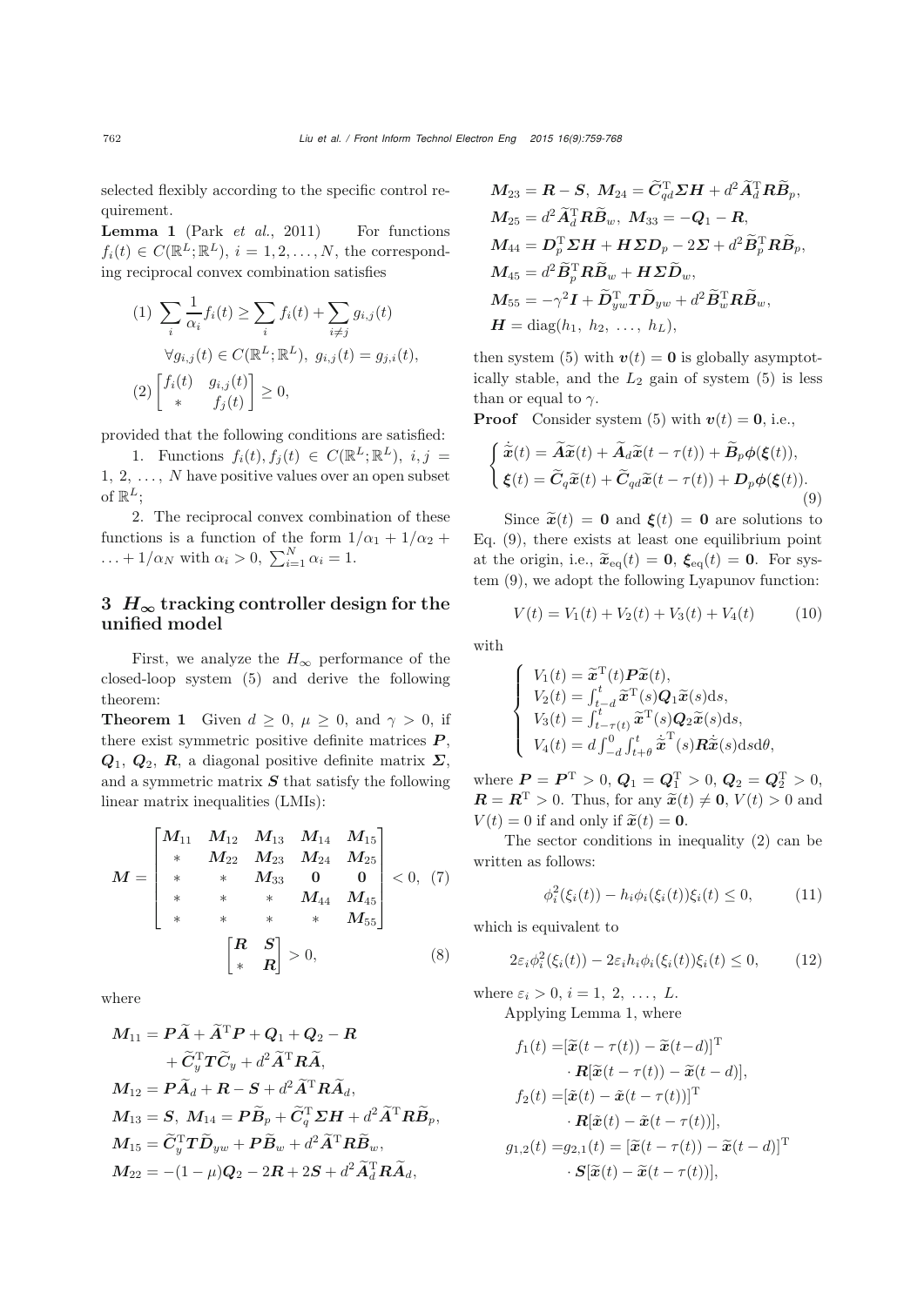selected flexibly according to the specific control requirement.

**Lemma 1** (Park *et al.*, 2011) For functions $f_i(t) \in C(\mathbb{R}^L;\mathbb{R}^L)$, $i=1,2,\ldots,N$, the corresponding reciprocal convex combination satisfies

$$
\begin{aligned}
&(1)\ \sum_i \frac{1}{\alpha_i} f_i(t) \geq \sum_i f_i(t) + \sum_{i\neq j} g_{i,j}(t) \\
&\qquad \forall g_{i,j}(t) \in C(\mathbb{R}^L;\mathbb{R}^L),\ g_{i,j}(t)=g_{j,i}(t), \\
&(2) \begin{bmatrix} f_i(t) & g_{i,j}(t) \\ * & f_j(t) \end{bmatrix} \geq 0,
\end{aligned}
$$

provided that the following conditions are satisfied:

1. Functions $f_i(t), f_j(t) \in C(\mathbb{R}^L;\mathbb{R}^L)$, $i,j=1,\ 2,\ \ldots,\ N$ have positive values over an open subset of $\mathbb{R}^L$;

2. The reciprocal convex combination of these functions is a function of the form $1/\alpha_1+1/\alpha_2+\ldots+1/\alpha_N$ with $\alpha_i>0$, $\sum_{i=1}^N \alpha_i = 1$.

## 3 $H_\infty$ tracking controller design for the unified model

First, we analyze the $H_\infty$ performance of the closed-loop system (5) and derive the following theorem:

**Theorem 1** Given $d \geq 0$, $\mu \geq 0$, and $\gamma > 0$, if there exist symmetric positive definite matrices $\boldsymbol{P}$, $\boldsymbol{Q}_1$, $\boldsymbol{Q}_2$, $\boldsymbol{R}$, a diagonal positive definite matrix $\boldsymbol{\Sigma}$, and a symmetric matrix $\boldsymbol{S}$ that satisfy the following linear matrix inequalities (LMIs):

$$
\boldsymbol{M} = \begin{bmatrix}
\boldsymbol{M}_{11} & \boldsymbol{M}_{12} & \boldsymbol{M}_{13} & \boldsymbol{M}_{14} & \boldsymbol{M}_{15} \\
* & \boldsymbol{M}_{22} & \boldsymbol{M}_{23} & \boldsymbol{M}_{24} & \boldsymbol{M}_{25} \\
* & * & \boldsymbol{M}_{33} & \boldsymbol{0} & \boldsymbol{0} \\
* & * & * & \boldsymbol{M}_{44} & \boldsymbol{M}_{45} \\
* & * & * & * & \boldsymbol{M}_{55}
\end{bmatrix} < 0, \quad (7)
$$

$$
\begin{bmatrix} \boldsymbol{R} & \boldsymbol{S} \\ * & \boldsymbol{R} \end{bmatrix} > 0, \quad (8)
$$

where

$$
\begin{aligned}
\boldsymbol{M}_{11} &= \boldsymbol{P}\widetilde{\boldsymbol{A}} + \widetilde{\boldsymbol{A}}^{\mathrm{T}}\boldsymbol{P} + \boldsymbol{Q}_1 + \boldsymbol{Q}_2 - \boldsymbol{R} \\
&\quad + \widetilde{\boldsymbol{C}}_y^{\mathrm{T}}\boldsymbol{T}\widetilde{\boldsymbol{C}}_y + d^2\widetilde{\boldsymbol{A}}^{\mathrm{T}}\boldsymbol{R}\widetilde{\boldsymbol{A}}, \\
\boldsymbol{M}_{12} &= \boldsymbol{P}\widetilde{\boldsymbol{A}}_d + \boldsymbol{R} - \boldsymbol{S} + d^2\widetilde{\boldsymbol{A}}^{\mathrm{T}}\boldsymbol{R}\widetilde{\boldsymbol{A}}_d, \\
\boldsymbol{M}_{13} &= \boldsymbol{S},\ \boldsymbol{M}_{14} = \boldsymbol{P}\widetilde{\boldsymbol{B}}_p + \widetilde{\boldsymbol{C}}_q^{\mathrm{T}}\boldsymbol{\Sigma}\boldsymbol{H} + d^2\widetilde{\boldsymbol{A}}^{\mathrm{T}}\boldsymbol{R}\widetilde{\boldsymbol{B}}_p, \\
\boldsymbol{M}_{15} &= \widetilde{\boldsymbol{C}}_y^{\mathrm{T}}\boldsymbol{T}\widetilde{\boldsymbol{D}}_{yw} + \boldsymbol{P}\widetilde{\boldsymbol{B}}_w + d^2\widetilde{\boldsymbol{A}}^{\mathrm{T}}\boldsymbol{R}\widetilde{\boldsymbol{B}}_w, \\
\boldsymbol{M}_{22} &= -(1-\mu)\boldsymbol{Q}_2 - 2\boldsymbol{R} + 2\boldsymbol{S} + d^2\widetilde{\boldsymbol{A}}_d^{\mathrm{T}}\boldsymbol{R}\widetilde{\boldsymbol{A}}_d, \\
\boldsymbol{M}_{23} &= \boldsymbol{R} - \boldsymbol{S},\ \boldsymbol{M}_{24} = \widetilde{\boldsymbol{C}}_{qd}^{\mathrm{T}}\boldsymbol{\Sigma}\boldsymbol{H} + d^2\widetilde{\boldsymbol{A}}_d^{\mathrm{T}}\boldsymbol{R}\widetilde{\boldsymbol{B}}_p, \\
\boldsymbol{M}_{25} &= d^2\widetilde{\boldsymbol{A}}_d^{\mathrm{T}}\boldsymbol{R}\widetilde{\boldsymbol{B}}_w,\ \boldsymbol{M}_{33} = -\boldsymbol{Q}_1 - \boldsymbol{R}, \\
\boldsymbol{M}_{44} &= \boldsymbol{D}_p^{\mathrm{T}}\boldsymbol{\Sigma}\boldsymbol{H} + \boldsymbol{H}\boldsymbol{\Sigma}\boldsymbol{D}_p - 2\boldsymbol{\Sigma} + d^2\widetilde{\boldsymbol{B}}_p^{\mathrm{T}}\boldsymbol{R}\widetilde{\boldsymbol{B}}_p, \\
\boldsymbol{M}_{45} &= d^2\widetilde{\boldsymbol{B}}_p^{\mathrm{T}}\boldsymbol{R}\widetilde{\boldsymbol{B}}_w + \boldsymbol{H}\boldsymbol{\Sigma}\widetilde{\boldsymbol{D}}_w, \\
\boldsymbol{M}_{55} &= -\gamma^2\boldsymbol{I} + \widetilde{\boldsymbol{D}}_{yw}^{\mathrm{T}}\boldsymbol{T}\widetilde{\boldsymbol{D}}_{yw} + d^2\widetilde{\boldsymbol{B}}_w^{\mathrm{T}}\boldsymbol{R}\widetilde{\boldsymbol{B}}_w, \\
\boldsymbol{H} &= \mathrm{diag}(h_1,\ h_2,\ \ldots,\ h_L),
\end{aligned}
$$

then system (5) with $\boldsymbol{v}(t)=\boldsymbol{0}$ is globally asymptotically stable, and the $L_2$ gain of system (5) is less than or equal to $\gamma$.

**Proof** Consider system (5) with $\boldsymbol{v}(t)=\boldsymbol{0}$, i.e.,

$$
\begin{cases}
\dot{\widetilde{\boldsymbol{x}}}(t) = \widetilde{\boldsymbol{A}}\widetilde{\boldsymbol{x}}(t) + \widetilde{\boldsymbol{A}}_d\widetilde{\boldsymbol{x}}(t-\tau(t)) + \widetilde{\boldsymbol{B}}_p\boldsymbol{\phi}(\boldsymbol{\xi}(t)), \\
\boldsymbol{\xi}(t) = \widetilde{\boldsymbol{C}}_q\widetilde{\boldsymbol{x}}(t) + \widetilde{\boldsymbol{C}}_{qd}\widetilde{\boldsymbol{x}}(t-\tau(t)) + \boldsymbol{D}_p\boldsymbol{\phi}(\boldsymbol{\xi}(t)).
\end{cases} \quad (9)
$$

Since $\widetilde{\boldsymbol{x}}(t)=\boldsymbol{0}$ and $\boldsymbol{\xi}(t)=\boldsymbol{0}$ are solutions to Eq. (9), there exists at least one equilibrium point at the origin, i.e., $\widetilde{\boldsymbol{x}}_{\mathrm{eq}}(t)=\boldsymbol{0}$, $\boldsymbol{\xi}_{\mathrm{eq}}(t)=\boldsymbol{0}$. For system (9), we adopt the following Lyapunov function:

$$
V(t) = V_1(t) + V_2(t) + V_3(t) + V_4(t) \quad (10)
$$

with

$$
\begin{cases}
V_1(t) = \widetilde{\boldsymbol{x}}^{\mathrm{T}}(t)\boldsymbol{P}\widetilde{\boldsymbol{x}}(t), \\
V_2(t) = \int_{t-d}^{t} \widetilde{\boldsymbol{x}}^{\mathrm{T}}(s)\boldsymbol{Q}_1\widetilde{\boldsymbol{x}}(s)\mathrm{d}s, \\
V_3(t) = \int_{t-\tau(t)}^{t} \widetilde{\boldsymbol{x}}^{\mathrm{T}}(s)\boldsymbol{Q}_2\widetilde{\boldsymbol{x}}(s)\mathrm{d}s, \\
V_4(t) = d\int_{-d}^{0}\int_{t+\theta}^{t} \dot{\widetilde{\boldsymbol{x}}}^{\mathrm{T}}(s)\boldsymbol{R}\dot{\widetilde{\boldsymbol{x}}}(s)\mathrm{d}s\mathrm{d}\theta,
\end{cases}
$$

where $\boldsymbol{P}=\boldsymbol{P}^{\mathrm{T}}>0$, $\boldsymbol{Q}_1=\boldsymbol{Q}_1^{\mathrm{T}}>0$, $\boldsymbol{Q}_2=\boldsymbol{Q}_2^{\mathrm{T}}>0$, $\boldsymbol{R}=\boldsymbol{R}^{\mathrm{T}}>0$. Thus, for any $\widetilde{\boldsymbol{x}}(t)\neq\boldsymbol{0}$, $V(t)>0$ and $V(t)=0$ if and only if $\widetilde{\boldsymbol{x}}(t)=\boldsymbol{0}$.

The sector conditions in inequality (2) can be written as follows:

$$
\phi_i^2(\xi_i(t)) - h_i\phi_i(\xi_i(t))\xi_i(t) \leq 0, \quad (11)
$$

which is equivalent to

$$
2\varepsilon_i\phi_i^2(\xi_i(t)) - 2\varepsilon_i h_i\phi_i(\xi_i(t))\xi_i(t) \leq 0, \quad (12)
$$

where $\varepsilon_i>0$, $i=1,\ 2,\ \ldots,\ L$.

Applying Lemma 1, where

$$
\begin{aligned}
f_1(t) &= [\widetilde{\boldsymbol{x}}(t-\tau(t)) - \widetilde{\boldsymbol{x}}(t-d)]^{\mathrm{T}} \\
&\quad \cdot \boldsymbol{R}[\widetilde{\boldsymbol{x}}(t-\tau(t)) - \widetilde{\boldsymbol{x}}(t-d)], \\
f_2(t) &= [\widetilde{\boldsymbol{x}}(t) - \widetilde{\boldsymbol{x}}(t-\tau(t))]^{\mathrm{T}} \\
&\quad \cdot \boldsymbol{R}[\widetilde{\boldsymbol{x}}(t) - \widetilde{\boldsymbol{x}}(t-\tau(t))], \\
g_{1,2}(t) &= g_{2,1}(t) = [\widetilde{\boldsymbol{x}}(t-\tau(t)) - \widetilde{\boldsymbol{x}}(t-d)]^{\mathrm{T}} \\
&\quad \cdot \boldsymbol{S}[\widetilde{\boldsymbol{x}}(t) - \widetilde{\boldsymbol{x}}(t-\tau(t))],
\end{aligned}
$$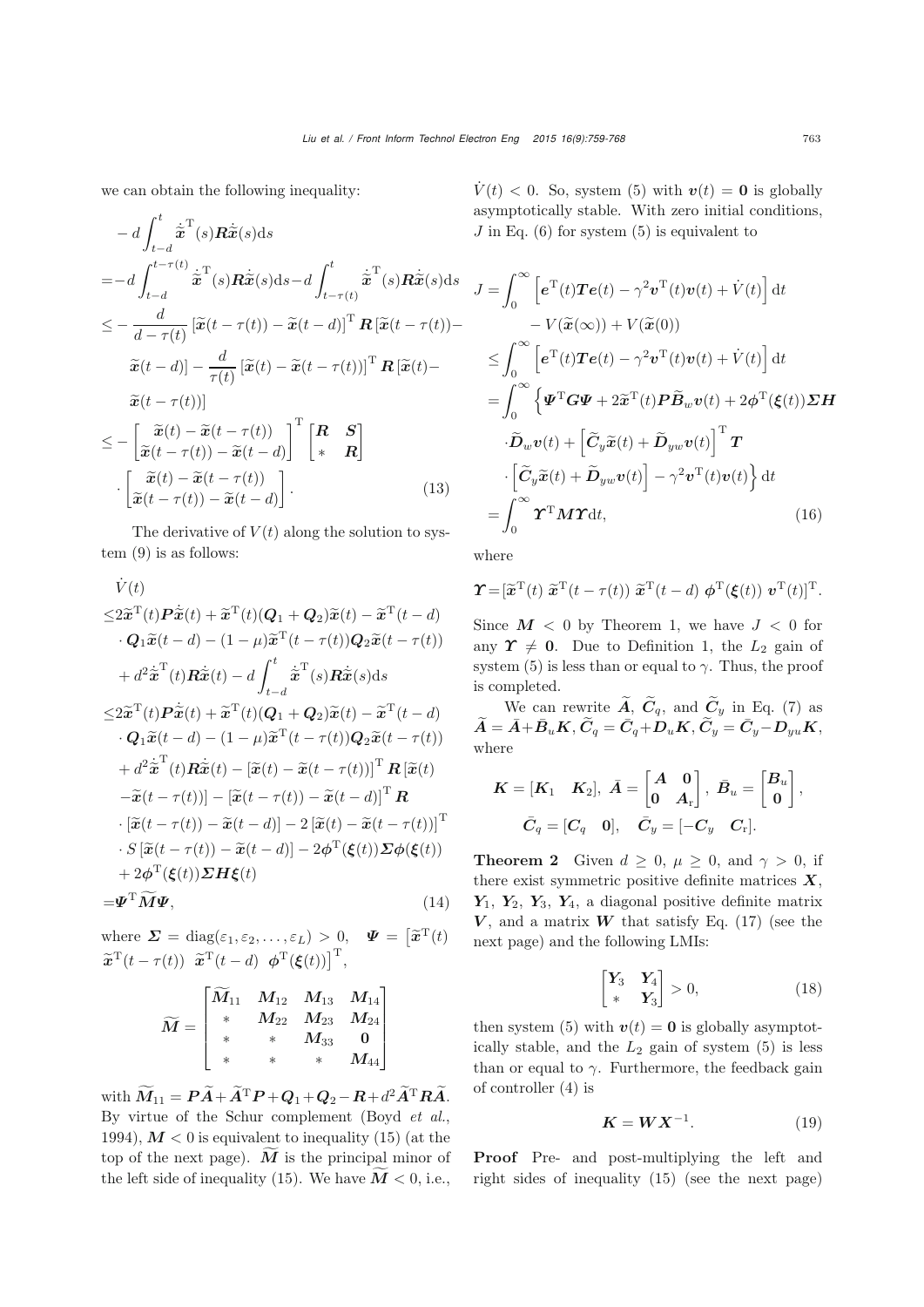we can obtain the following inequality:

$$
\begin{aligned}
&-d\int_{t-d}^{t}\dot{\widetilde{\boldsymbol{x}}}^{\mathrm{T}}(s)\boldsymbol{R}\dot{\widetilde{\boldsymbol{x}}}(s)\mathrm{d}s\\
=&-d\int_{t-d}^{t-\tau(t)}\dot{\widetilde{\boldsymbol{x}}}^{\mathrm{T}}(s)\boldsymbol{R}\dot{\widetilde{\boldsymbol{x}}}(s)\mathrm{d}s-d\int_{t-\tau(t)}^{t}\dot{\widetilde{\boldsymbol{x}}}^{\mathrm{T}}(s)\boldsymbol{R}\dot{\widetilde{\boldsymbol{x}}}(s)\mathrm{d}s\\
\leq&-\frac{d}{d-\tau(t)}\left[\widetilde{\boldsymbol{x}}(t-\tau(t))-\widetilde{\boldsymbol{x}}(t-d)\right]^{\mathrm{T}}\boldsymbol{R}\left[\widetilde{\boldsymbol{x}}(t-\tau(t))-\widetilde{\boldsymbol{x}}(t-d)\right]-\frac{d}{\tau(t)}\left[\widetilde{\boldsymbol{x}}(t)-\widetilde{\boldsymbol{x}}(t-\tau(t))\right]^{\mathrm{T}}\boldsymbol{R}\left[\widetilde{\boldsymbol{x}}(t)-\widetilde{\boldsymbol{x}}(t-\tau(t))\right]\\
\leq&-\begin{bmatrix}\widetilde{\boldsymbol{x}}(t)-\widetilde{\boldsymbol{x}}(t-\tau(t))\\ \widetilde{\boldsymbol{x}}(t-\tau(t))-\widetilde{\boldsymbol{x}}(t-d)\end{bmatrix}^{\mathrm{T}}\begin{bmatrix}\boldsymbol{R} & \boldsymbol{S}\\ * & \boldsymbol{R}\end{bmatrix}\cdot\begin{bmatrix}\widetilde{\boldsymbol{x}}(t)-\widetilde{\boldsymbol{x}}(t-\tau(t))\\ \widetilde{\boldsymbol{x}}(t-\tau(t))-\widetilde{\boldsymbol{x}}(t-d)\end{bmatrix}.
\end{aligned}
\tag{13}
$$

The derivative of $V(t)$ along the solution to system (9) is as follows:

$$
\begin{aligned}
&\dot{V}(t)\\
\leq&2\widetilde{\boldsymbol{x}}^{\mathrm{T}}(t)\boldsymbol{P}\dot{\widetilde{\boldsymbol{x}}}(t)+\widetilde{\boldsymbol{x}}^{\mathrm{T}}(t)(\boldsymbol{Q}_1+\boldsymbol{Q}_2)\widetilde{\boldsymbol{x}}(t)-\widetilde{\boldsymbol{x}}^{\mathrm{T}}(t-d)\cdot\boldsymbol{Q}_1\widetilde{\boldsymbol{x}}(t-d)-(1-\mu)\widetilde{\boldsymbol{x}}^{\mathrm{T}}(t-\tau(t))\boldsymbol{Q}_2\widetilde{\boldsymbol{x}}(t-\tau(t))\\
&+d^2\dot{\widetilde{\boldsymbol{x}}}^{\mathrm{T}}(t)\boldsymbol{R}\dot{\widetilde{\boldsymbol{x}}}(t)-d\int_{t-d}^{t}\dot{\widetilde{\boldsymbol{x}}}^{\mathrm{T}}(s)\boldsymbol{R}\dot{\widetilde{\boldsymbol{x}}}(s)\mathrm{d}s\\
\leq&2\widetilde{\boldsymbol{x}}^{\mathrm{T}}(t)\boldsymbol{P}\dot{\widetilde{\boldsymbol{x}}}(t)+\widetilde{\boldsymbol{x}}^{\mathrm{T}}(t)(\boldsymbol{Q}_1+\boldsymbol{Q}_2)\widetilde{\boldsymbol{x}}(t)-\widetilde{\boldsymbol{x}}^{\mathrm{T}}(t-d)\cdot\boldsymbol{Q}_1\widetilde{\boldsymbol{x}}(t-d)-(1-\mu)\widetilde{\boldsymbol{x}}^{\mathrm{T}}(t-\tau(t))\boldsymbol{Q}_2\widetilde{\boldsymbol{x}}(t-\tau(t))\\
&+d^2\dot{\widetilde{\boldsymbol{x}}}^{\mathrm{T}}(t)\boldsymbol{R}\dot{\widetilde{\boldsymbol{x}}}(t)-\left[\widetilde{\boldsymbol{x}}(t)-\widetilde{\boldsymbol{x}}(t-\tau(t))\right]^{\mathrm{T}}\boldsymbol{R}\left[\widetilde{\boldsymbol{x}}(t)-\widetilde{\boldsymbol{x}}(t-\tau(t))\right]-\left[\widetilde{\boldsymbol{x}}(t-\tau(t))-\widetilde{\boldsymbol{x}}(t-d)\right]^{\mathrm{T}}\boldsymbol{R}\\
&\cdot\left[\widetilde{\boldsymbol{x}}(t-\tau(t))-\widetilde{\boldsymbol{x}}(t-d)\right]-2\left[\widetilde{\boldsymbol{x}}(t)-\widetilde{\boldsymbol{x}}(t-\tau(t))\right]^{\mathrm{T}}\cdot S\left[\widetilde{\boldsymbol{x}}(t-\tau(t))-\widetilde{\boldsymbol{x}}(t-d)\right]-2\boldsymbol{\phi}^{\mathrm{T}}(\boldsymbol{\xi}(t))\boldsymbol{\Sigma}\boldsymbol{\phi}(\boldsymbol{\xi}(t))\\
&+2\boldsymbol{\phi}^{\mathrm{T}}(\boldsymbol{\xi}(t))\boldsymbol{\Sigma}\boldsymbol{H}\boldsymbol{\xi}(t)\\
=&\boldsymbol{\Psi}^{\mathrm{T}}\widetilde{\boldsymbol{M}}\boldsymbol{\Psi},
\end{aligned}
\tag{14}
$$

where $\boldsymbol{\Sigma}=\mathrm{diag}(\varepsilon_1,\varepsilon_2,\ldots,\varepsilon_L)>0$, $\boldsymbol{\Psi}=\left[\widetilde{\boldsymbol{x}}^{\mathrm{T}}(t)\ \widetilde{\boldsymbol{x}}^{\mathrm{T}}(t-\tau(t))\ \widetilde{\boldsymbol{x}}^{\mathrm{T}}(t-d)\ \boldsymbol{\phi}^{\mathrm{T}}(\boldsymbol{\xi}(t))\right]^{\mathrm{T}}$,

$$
\widetilde{\boldsymbol{M}}=\begin{bmatrix}\widetilde{\boldsymbol{M}}_{11} & \boldsymbol{M}_{12} & \boldsymbol{M}_{13} & \boldsymbol{M}_{14}\\ * & \boldsymbol{M}_{22} & \boldsymbol{M}_{23} & \boldsymbol{M}_{24}\\ * & * & \boldsymbol{M}_{33} & \boldsymbol{0}\\ * & * & * & \boldsymbol{M}_{44}\end{bmatrix}
$$

with $\widetilde{\boldsymbol{M}}_{11}=\boldsymbol{P}\widetilde{\boldsymbol{A}}+\widetilde{\boldsymbol{A}}^{\mathrm{T}}\boldsymbol{P}+\boldsymbol{Q}_1+\boldsymbol{Q}_2-\boldsymbol{R}+d^2\widetilde{\boldsymbol{A}}^{\mathrm{T}}\boldsymbol{R}\widetilde{\boldsymbol{A}}$. By virtue of the Schur complement (Boyd *et al.*, 1994), $\boldsymbol{M}<0$ is equivalent to inequality (15) (at the top of the next page). $\widetilde{\boldsymbol{M}}$ is the principal minor of the left side of inequality (15). We have $\widetilde{\boldsymbol{M}}<0$, i.e., $\dot{V}(t)<0$. So, system (5) with $\boldsymbol{v}(t)=\boldsymbol{0}$ is globally asymptotically stable. With zero initial conditions, $J$ in Eq. (6) for system (5) is equivalent to

$$
\begin{aligned}
J=&\int_0^{\infty}\left[\boldsymbol{e}^{\mathrm{T}}(t)\boldsymbol{T}\boldsymbol{e}(t)-\gamma^2\boldsymbol{v}^{\mathrm{T}}(t)\boldsymbol{v}(t)+\dot{V}(t)\right]\mathrm{d}t-V(\widetilde{\boldsymbol{x}}(\infty))+V(\widetilde{\boldsymbol{x}}(0))\\
\leq&\int_0^{\infty}\left[\boldsymbol{e}^{\mathrm{T}}(t)\boldsymbol{T}\boldsymbol{e}(t)-\gamma^2\boldsymbol{v}^{\mathrm{T}}(t)\boldsymbol{v}(t)+\dot{V}(t)\right]\mathrm{d}t\\
=&\int_0^{\infty}\Big\{\boldsymbol{\Psi}^{\mathrm{T}}\boldsymbol{G}\boldsymbol{\Psi}+2\widetilde{\boldsymbol{x}}^{\mathrm{T}}(t)\boldsymbol{P}\widetilde{\boldsymbol{B}}_w\boldsymbol{v}(t)+2\boldsymbol{\phi}^{\mathrm{T}}(\boldsymbol{\xi}(t))\boldsymbol{\Sigma}\boldsymbol{H}\cdot\widetilde{\boldsymbol{D}}_w\boldsymbol{v}(t)+\left[\widetilde{\boldsymbol{C}}_y\widetilde{\boldsymbol{x}}(t)+\widetilde{\boldsymbol{D}}_{yw}\boldsymbol{v}(t)\right]^{\mathrm{T}}\boldsymbol{T}\\
&\cdot\left[\widetilde{\boldsymbol{C}}_y\widetilde{\boldsymbol{x}}(t)+\widetilde{\boldsymbol{D}}_{yw}\boldsymbol{v}(t)\right]-\gamma^2\boldsymbol{v}^{\mathrm{T}}(t)\boldsymbol{v}(t)\Big\}\mathrm{d}t\\
=&\int_0^{\infty}\boldsymbol{\Upsilon}^{\mathrm{T}}\boldsymbol{M}\boldsymbol{\Upsilon}\mathrm{d}t,
\end{aligned}
\tag{16}
$$

where

$$
\boldsymbol{\Upsilon}=[\widetilde{\boldsymbol{x}}^{\mathrm{T}}(t)\ \widetilde{\boldsymbol{x}}^{\mathrm{T}}(t-\tau(t))\ \widetilde{\boldsymbol{x}}^{\mathrm{T}}(t-d)\ \boldsymbol{\phi}^{\mathrm{T}}(\boldsymbol{\xi}(t))\ \boldsymbol{v}^{\mathrm{T}}(t)]^{\mathrm{T}}.
$$

Since $\boldsymbol{M}<0$ by Theorem 1, we have $J<0$ for any $\boldsymbol{\Upsilon}\neq\boldsymbol{0}$. Due to Definition 1, the $L_2$ gain of system (5) is less than or equal to $\gamma$. Thus, the proof is completed.

We can rewrite $\widetilde{\boldsymbol{A}}$, $\widetilde{\boldsymbol{C}}_q$, and $\widetilde{\boldsymbol{C}}_y$ in Eq. (7) as $\widetilde{\boldsymbol{A}}=\bar{\boldsymbol{A}}+\bar{\boldsymbol{B}}_u\boldsymbol{K}$, $\widetilde{\boldsymbol{C}}_q=\bar{\boldsymbol{C}}_q+\boldsymbol{D}_u\boldsymbol{K}$, $\widetilde{\boldsymbol{C}}_y=\bar{\boldsymbol{C}}_y-\boldsymbol{D}_{yu}\boldsymbol{K}$, where

$$
\boldsymbol{K}=[\boldsymbol{K}_1\quad \boldsymbol{K}_2],\ \bar{\boldsymbol{A}}=\begin{bmatrix}\boldsymbol{A} & \boldsymbol{0}\\ \boldsymbol{0} & \boldsymbol{A}_{\mathrm{r}}\end{bmatrix},\ \bar{\boldsymbol{B}}_u=\begin{bmatrix}\boldsymbol{B}_u\\ \boldsymbol{0}\end{bmatrix},
$$

$$
\bar{\boldsymbol{C}}_q=[\boldsymbol{C}_q\quad \boldsymbol{0}],\quad \bar{\boldsymbol{C}}_y=[-\boldsymbol{C}_y\quad \boldsymbol{C}_{\mathrm{r}}].
$$

**Theorem 2** Given $d\geq 0$, $\mu\geq 0$, and $\gamma>0$, if there exist symmetric positive definite matrices $\boldsymbol{X}$, $\boldsymbol{Y}_1$, $\boldsymbol{Y}_2$, $\boldsymbol{Y}_3$, $\boldsymbol{Y}_4$, a diagonal positive definite matrix $\boldsymbol{V}$, and a matrix $\boldsymbol{W}$ that satisfy Eq. (17) (see the next page) and the following LMIs:

$$
\begin{bmatrix}\boldsymbol{Y}_3 & \boldsymbol{Y}_4\\ * & \boldsymbol{Y}_3\end{bmatrix}>0,
\tag{18}
$$

then system (5) with $\boldsymbol{v}(t)=\boldsymbol{0}$ is globally asymptotically stable, and the $L_2$ gain of system (5) is less than or equal to $\gamma$. Furthermore, the feedback gain of controller (4) is

$$
\boldsymbol{K}=\boldsymbol{W}\boldsymbol{X}^{-1}.
\tag{19}
$$

**Proof** Pre- and post-multiplying the left and right sides of inequality (15) (see the next page)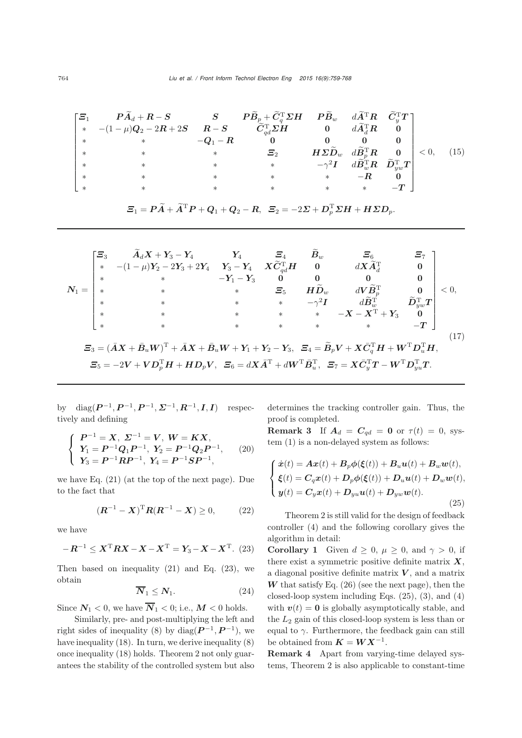$$
\begin{bmatrix}
\boldsymbol{\Xi}_1 & \boldsymbol{P}\widetilde{\boldsymbol{A}}_d+\boldsymbol{R}-\boldsymbol{S} & \boldsymbol{S} & \boldsymbol{P}\widetilde{\boldsymbol{B}}_p+\widetilde{\boldsymbol{C}}_q^{\mathrm{T}}\boldsymbol{\Sigma}\boldsymbol{H} & \boldsymbol{P}\widetilde{\boldsymbol{B}}_w & d\widetilde{\boldsymbol{A}}^{\mathrm{T}}\boldsymbol{R} & \widetilde{\boldsymbol{C}}_y^{\mathrm{T}}\boldsymbol{T} \\
* & -(1-\mu)\boldsymbol{Q}_2-2\boldsymbol{R}+2\boldsymbol{S} & \boldsymbol{R}-\boldsymbol{S} & \widetilde{\boldsymbol{C}}_{qd}^{\mathrm{T}}\boldsymbol{\Sigma}\boldsymbol{H} & \boldsymbol{0} & d\widetilde{\boldsymbol{A}}_d^{\mathrm{T}}\boldsymbol{R} & \boldsymbol{0} \\
* & * & -\boldsymbol{Q}_1-\boldsymbol{R} & \boldsymbol{0} & \boldsymbol{0} & \boldsymbol{0} & \boldsymbol{0} \\
* & * & * & \boldsymbol{\Xi}_2 & \boldsymbol{H}\boldsymbol{\Sigma}\widetilde{\boldsymbol{D}}_w & d\widetilde{\boldsymbol{B}}_p^{\mathrm{T}}\boldsymbol{R} & \boldsymbol{0} \\
* & * & * & * & -\gamma^2\boldsymbol{I} & d\widetilde{\boldsymbol{B}}_w^{\mathrm{T}}\boldsymbol{R} & \widetilde{\boldsymbol{D}}_{yw}^{\mathrm{T}}\boldsymbol{T} \\
* & * & * & * & * & -\boldsymbol{R} & \boldsymbol{0} \\
* & * & * & * & * & * & -\boldsymbol{T}
\end{bmatrix} < 0, \quad (15)
$$

$$
\boldsymbol{\Xi}_1=\boldsymbol{P}\widetilde{\boldsymbol{A}}+\widetilde{\boldsymbol{A}}^{\mathrm{T}}\boldsymbol{P}+\boldsymbol{Q}_1+\boldsymbol{Q}_2-\boldsymbol{R},\quad \boldsymbol{\Xi}_2=-2\boldsymbol{\Sigma}+\boldsymbol{D}_p^{\mathrm{T}}\boldsymbol{\Sigma}\boldsymbol{H}+\boldsymbol{H}\boldsymbol{\Sigma}\boldsymbol{D}_p.
$$

$$
\boldsymbol{N}_1=
\begin{bmatrix}
\boldsymbol{\Xi}_3 & \widetilde{\boldsymbol{A}}_d\boldsymbol{X}+\boldsymbol{Y}_3-\boldsymbol{Y}_4 & \boldsymbol{Y}_4 & \boldsymbol{\Xi}_4 & \widetilde{\boldsymbol{B}}_w & \boldsymbol{\Xi}_6 & \boldsymbol{\Xi}_7 \\
* & -(1-\mu)\boldsymbol{Y}_2-2\boldsymbol{Y}_3+2\boldsymbol{Y}_4 & \boldsymbol{Y}_3-\boldsymbol{Y}_4 & \boldsymbol{X}\widetilde{\boldsymbol{C}}_{qd}^{\mathrm{T}}\boldsymbol{H} & \boldsymbol{0} & d\boldsymbol{X}\widetilde{\boldsymbol{A}}_d^{\mathrm{T}} & \boldsymbol{0} \\
* & * & -\boldsymbol{Y}_1-\boldsymbol{Y}_3 & \boldsymbol{0} & \boldsymbol{0} & \boldsymbol{0} & \boldsymbol{0} \\
* & * & * & \boldsymbol{\Xi}_5 & \boldsymbol{H}\widetilde{\boldsymbol{D}}_w & d\boldsymbol{V}\widetilde{\boldsymbol{B}}_p^{\mathrm{T}} & \boldsymbol{0} \\
* & * & * & * & -\gamma^2\boldsymbol{I} & d\widetilde{\boldsymbol{B}}_w^{\mathrm{T}} & \widetilde{\boldsymbol{D}}_{yw}^{\mathrm{T}}\boldsymbol{T} \\
* & * & * & * & * & -\boldsymbol{X}-\boldsymbol{X}^{\mathrm{T}}+\boldsymbol{Y}_3 & \boldsymbol{0} \\
* & * & * & * & * & * & -\boldsymbol{T}
\end{bmatrix} < 0, \quad (17)
$$

$$
\boldsymbol{\Xi}_3=(\bar{\boldsymbol{A}}\boldsymbol{X}+\bar{\boldsymbol{B}}_u\boldsymbol{W})^{\mathrm{T}}+\bar{\boldsymbol{A}}\boldsymbol{X}+\bar{\boldsymbol{B}}_u\boldsymbol{W}+\boldsymbol{Y}_1+\boldsymbol{Y}_2-\boldsymbol{Y}_3,\quad \boldsymbol{\Xi}_4=\widetilde{\boldsymbol{B}}_p\boldsymbol{V}+\boldsymbol{X}\bar{\boldsymbol{C}}_q^{\mathrm{T}}\boldsymbol{H}+\boldsymbol{W}^{\mathrm{T}}\boldsymbol{D}_u^{\mathrm{T}}\boldsymbol{H},
$$

$$
\boldsymbol{\Xi}_5=-2\boldsymbol{V}+\boldsymbol{V}\boldsymbol{D}_p^{\mathrm{T}}\boldsymbol{H}+\boldsymbol{H}\boldsymbol{D}_p\boldsymbol{V},\quad \boldsymbol{\Xi}_6=d\boldsymbol{X}\bar{\boldsymbol{A}}^{\mathrm{T}}+d\boldsymbol{W}^{\mathrm{T}}\bar{\boldsymbol{B}}_u^{\mathrm{T}},\quad \boldsymbol{\Xi}_7=\boldsymbol{X}\bar{\boldsymbol{C}}_y^{\mathrm{T}}\boldsymbol{T}-\boldsymbol{W}^{\mathrm{T}}\boldsymbol{D}_{yu}^{\mathrm{T}}\boldsymbol{T}.
$$

by $\mathrm{diag}(\boldsymbol{P}^{-1},\boldsymbol{P}^{-1},\boldsymbol{P}^{-1},\boldsymbol{\Sigma}^{-1},\boldsymbol{R}^{-1},\boldsymbol{I},\boldsymbol{I})$ respectively and defining

$$
\begin{cases}
\boldsymbol{P}^{-1}=\boldsymbol{X},\ \boldsymbol{\Sigma}^{-1}=\boldsymbol{V},\ \boldsymbol{W}=\boldsymbol{K}\boldsymbol{X}, \\
\boldsymbol{Y}_1=\boldsymbol{P}^{-1}\boldsymbol{Q}_1\boldsymbol{P}^{-1},\ \boldsymbol{Y}_2=\boldsymbol{P}^{-1}\boldsymbol{Q}_2\boldsymbol{P}^{-1}, \\
\boldsymbol{Y}_3=\boldsymbol{P}^{-1}\boldsymbol{R}\boldsymbol{P}^{-1},\ \boldsymbol{Y}_4=\boldsymbol{P}^{-1}\boldsymbol{S}\boldsymbol{P}^{-1},
\end{cases} \quad (20)
$$

we have Eq. (21) (at the top of the next page). Due to the fact that

$$
(\boldsymbol{R}^{-1}-\boldsymbol{X})^{\mathrm{T}}\boldsymbol{R}(\boldsymbol{R}^{-1}-\boldsymbol{X})\geq 0, \quad (22)
$$

we have

$$
-\boldsymbol{R}^{-1}\leq \boldsymbol{X}^{\mathrm{T}}\boldsymbol{R}\boldsymbol{X}-\boldsymbol{X}-\boldsymbol{X}^{\mathrm{T}}=\boldsymbol{Y}_3-\boldsymbol{X}-\boldsymbol{X}^{\mathrm{T}}. \quad (23)
$$

Then based on inequality (21) and Eq. (23), we obtain

$$
\overline{\boldsymbol{N}}_1\leq \boldsymbol{N}_1. \quad (24)
$$

Since $\boldsymbol{N}_1<0$, we have $\overline{\boldsymbol{N}}_1<0$; i.e., $\boldsymbol{M}<0$ holds.

Similarly, pre- and post-multiplying the left and right sides of inequality (8) by $\mathrm{diag}(\boldsymbol{P}^{-1},\boldsymbol{P}^{-1})$, we have inequality (18). In turn, we derive inequality (8) once inequality (18) holds. Theorem 2 not only guarantees the stability of the controlled system but also determines the tracking controller gain. Thus, the proof is completed.

**Remark 3** If $\boldsymbol{A}_d=\boldsymbol{C}_{qd}=\boldsymbol{0}$ or $\tau(t)=0$, system (1) is a non-delayed system as follows:

$$
\begin{cases}
\dot{\boldsymbol{x}}(t)=\boldsymbol{A}\boldsymbol{x}(t)+\boldsymbol{B}_p\boldsymbol{\phi}(\boldsymbol{\xi}(t))+\boldsymbol{B}_u\boldsymbol{u}(t)+\boldsymbol{B}_w\boldsymbol{w}(t), \\
\boldsymbol{\xi}(t)=\boldsymbol{C}_q\boldsymbol{x}(t)+\boldsymbol{D}_p\boldsymbol{\phi}(\boldsymbol{\xi}(t))+\boldsymbol{D}_u\boldsymbol{u}(t)+\boldsymbol{D}_w\boldsymbol{w}(t), \\
\boldsymbol{y}(t)=\boldsymbol{C}_y\boldsymbol{x}(t)+\boldsymbol{D}_{yu}\boldsymbol{u}(t)+\boldsymbol{D}_{yw}\boldsymbol{w}(t).
\end{cases} \quad (25)
$$

Theorem 2 is still valid for the design of feedback controller (4) and the following corollary gives the algorithm in detail:

**Corollary 1** Given $d\geq 0$, $\mu\geq 0$, and $\gamma>0$, if there exist a symmetric positive definite matrix $\boldsymbol{X}$, a diagonal positive definite matrix $\boldsymbol{V}$, and a matrix $\boldsymbol{W}$ that satisfy Eq. (26) (see the next page), then the closed-loop system including Eqs. (25), (3), and (4) with $\boldsymbol{v}(t)=\boldsymbol{0}$ is globally asymptotically stable, and the $L_2$ gain of this closed-loop system is less than or equal to $\gamma$. Furthermore, the feedback gain can still be obtained from $\boldsymbol{K}=\boldsymbol{W}\boldsymbol{X}^{-1}$.

**Remark 4** Apart from varying-time delayed systems, Theorem 2 is also applicable to constant-time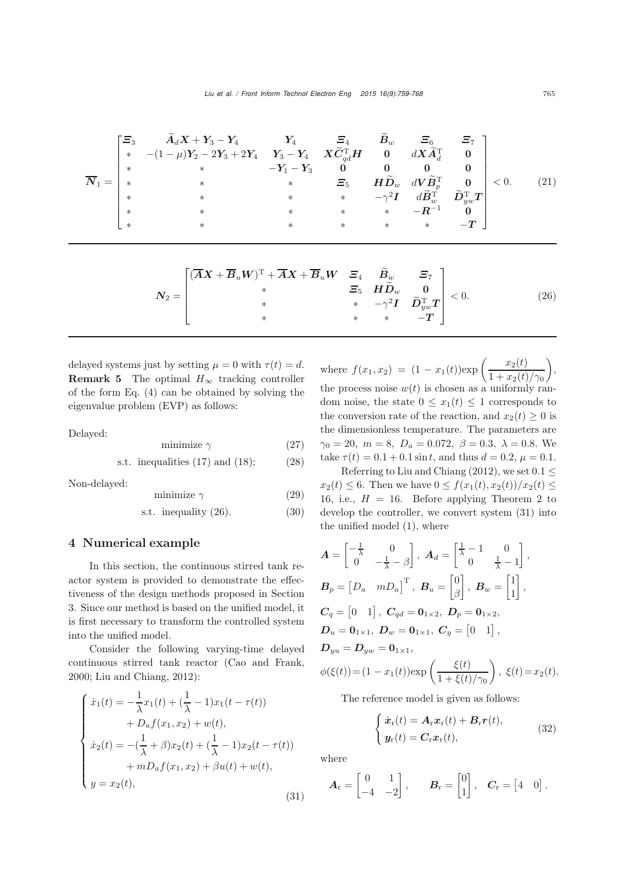$$
\overline{\boldsymbol{N}}_1 = \begin{bmatrix}
\boldsymbol{\Xi}_3 & \widetilde{\boldsymbol{A}}_d\boldsymbol{X}+\boldsymbol{Y}_3-\boldsymbol{Y}_4 & \boldsymbol{Y}_4 & \boldsymbol{\Xi}_4 & \widetilde{\boldsymbol{B}}_w & \boldsymbol{\Xi}_6 & \boldsymbol{\Xi}_7 \\
* & -(1-\mu)\boldsymbol{Y}_2-2\boldsymbol{Y}_3+2\boldsymbol{Y}_4 & \boldsymbol{Y}_3-\boldsymbol{Y}_4 & \boldsymbol{X}\widetilde{\boldsymbol{C}}_{qd}^{\mathrm{T}}\boldsymbol{H} & \boldsymbol{0} & d\boldsymbol{X}\widetilde{\boldsymbol{A}}_d^{\mathrm{T}} & \boldsymbol{0} \\
* & * & -\boldsymbol{Y}_1-\boldsymbol{Y}_3 & \boldsymbol{0} & \boldsymbol{0} & \boldsymbol{0} & \boldsymbol{0} \\
* & * & * & \boldsymbol{\Xi}_5 & \boldsymbol{H}\widetilde{\boldsymbol{D}}_w & d\boldsymbol{V}\widetilde{\boldsymbol{B}}_p^{\mathrm{T}} & \boldsymbol{0} \\
* & * & * & * & -\gamma^2\boldsymbol{I} & d\widetilde{\boldsymbol{B}}_w^{\mathrm{T}} & \widetilde{\boldsymbol{D}}_{yw}^{\mathrm{T}}\boldsymbol{T} \\
* & * & * & * & * & -\boldsymbol{R}^{-1} & \boldsymbol{0} \\
* & * & * & * & * & * & -\boldsymbol{T}
\end{bmatrix} < 0. \tag{21}
$$

$$
\boldsymbol{N}_2 = \begin{bmatrix}
(\overline{\boldsymbol{A}}\boldsymbol{X}+\overline{\boldsymbol{B}}_u\boldsymbol{W})^{\mathrm{T}}+\overline{\boldsymbol{A}}\boldsymbol{X}+\overline{\boldsymbol{B}}_u\boldsymbol{W} & \boldsymbol{\Xi}_4 & \widetilde{\boldsymbol{B}}_w & \boldsymbol{\Xi}_7 \\
* & \boldsymbol{\Xi}_5 & \boldsymbol{H}\widetilde{\boldsymbol{D}}_w & \boldsymbol{0} \\
* & * & -\gamma^2\boldsymbol{I} & \widetilde{\boldsymbol{D}}_{yw}^{\mathrm{T}}\boldsymbol{T} \\
* & * & * & -\boldsymbol{T}
\end{bmatrix} < 0. \tag{26}
$$

delayed systems just by setting $\mu = 0$ with $\tau(t) = d$.

**Remark 5** The optimal $H_\infty$ tracking controller of the form Eq. (4) can be obtained by solving the eigenvalue problem (EVP) as follows:

Delayed:

$$\text{minimize } \gamma \tag{27}$$

$$\text{s.t. inequalities (17) and (18);} \tag{28}$$

Non-delayed:

$$\text{minimize } \gamma \tag{29}$$

$$\text{s.t. inequality (26).} \tag{30}$$

## 4 Numerical example

In this section, the continuous stirred tank reactor system is provided to demonstrate the effectiveness of the design methods proposed in Section 3. Since our method is based on the unified model, it is first necessary to transform the controlled system into the unified model.

Consider the following varying-time delayed continuous stirred tank reactor (Cao and Frank, 2000; Liu and Chiang, 2012):

$$
\begin{cases}
\dot{x}_1(t) = -\dfrac{1}{\lambda}x_1(t) + (\dfrac{1}{\lambda}-1)x_1(t-\tau(t)) \\
\qquad\quad + D_a f(x_1, x_2) + w(t), \\
\dot{x}_2(t) = -(\dfrac{1}{\lambda}+\beta)x_2(t) + (\dfrac{1}{\lambda}-1)x_2(t-\tau(t)) \\
\qquad\quad + mD_a f(x_1, x_2) + \beta u(t) + w(t), \\
y = x_2(t),
\end{cases} \tag{31}
$$

where $f(x_1, x_2) = (1 - x_1(t))\exp\left(\dfrac{x_2(t)}{1 + x_2(t)/\gamma_0}\right)$, the process noise $w(t)$ is chosen as a uniformly random noise, the state $0 \le x_1(t) \le 1$ corresponds to the conversion rate of the reaction, and $x_2(t) \ge 0$ is the dimensionless temperature. The parameters are $\gamma_0 = 20$, $m = 8$, $D_a = 0.072$, $\beta = 0.3$, $\lambda = 0.8$. We take $\tau(t) = 0.1 + 0.1\sin t$, and thus $d = 0.2$, $\mu = 0.1$.

Referring to Liu and Chiang (2012), we set $0.1 \le x_2(t) \le 6$. Then we have $0 \le f(x_1(t), x_2(t))/x_2(t) \le 16$, i.e., $H = 16$. Before applying Theorem 2 to develop the controller, we convert system (31) into the unified model (1), where

$$
\boldsymbol{A} = \begin{bmatrix} -\frac{1}{\lambda} & 0 \\ 0 & -\frac{1}{\lambda}-\beta \end{bmatrix},\ \boldsymbol{A}_d = \begin{bmatrix} \frac{1}{\lambda}-1 & 0 \\ 0 & \frac{1}{\lambda}-1 \end{bmatrix},
$$

$$
\boldsymbol{B}_p = \begin{bmatrix} D_a & mD_a \end{bmatrix}^{\mathrm{T}},\ \boldsymbol{B}_u = \begin{bmatrix} 0 \\ \beta \end{bmatrix},\ \boldsymbol{B}_w = \begin{bmatrix} 1 \\ 1 \end{bmatrix},
$$

$$
\boldsymbol{C}_q = \begin{bmatrix} 0 & 1 \end{bmatrix},\ \boldsymbol{C}_{qd} = \boldsymbol{0}_{1\times 2},\ \boldsymbol{D}_p = \boldsymbol{0}_{1\times 2},
$$

$$
\boldsymbol{D}_u = \boldsymbol{0}_{1\times 1},\ \boldsymbol{D}_w = \boldsymbol{0}_{1\times 1},\ \boldsymbol{C}_y = \begin{bmatrix} 0 & 1 \end{bmatrix},
$$

$$
\boldsymbol{D}_{yu} = \boldsymbol{D}_{yw} = \boldsymbol{0}_{1\times 1},
$$

$$
\phi(\xi(t)) = (1 - x_1(t))\exp\left(\frac{\xi(t)}{1 + \xi(t)/\gamma_0}\right),\ \xi(t) = x_2(t).
$$

The reference model is given as follows:

$$
\begin{cases}
\dot{\boldsymbol{x}}_{\mathrm{r}}(t) = \boldsymbol{A}_{\mathrm{r}}\boldsymbol{x}_{\mathrm{r}}(t) + \boldsymbol{B}_{\mathrm{r}}\boldsymbol{r}(t), \\
\boldsymbol{y}_{\mathrm{r}}(t) = \boldsymbol{C}_{\mathrm{r}}\boldsymbol{x}_{\mathrm{r}}(t),
\end{cases} \tag{32}
$$

where

$$
\boldsymbol{A}_{\mathrm{r}} = \begin{bmatrix} 0 & 1 \\ -4 & -2 \end{bmatrix}, \qquad \boldsymbol{B}_{\mathrm{r}} = \begin{bmatrix} 0 \\ 1 \end{bmatrix}, \quad \boldsymbol{C}_{\mathrm{r}} = \begin{bmatrix} 4 & 0 \end{bmatrix}.
$$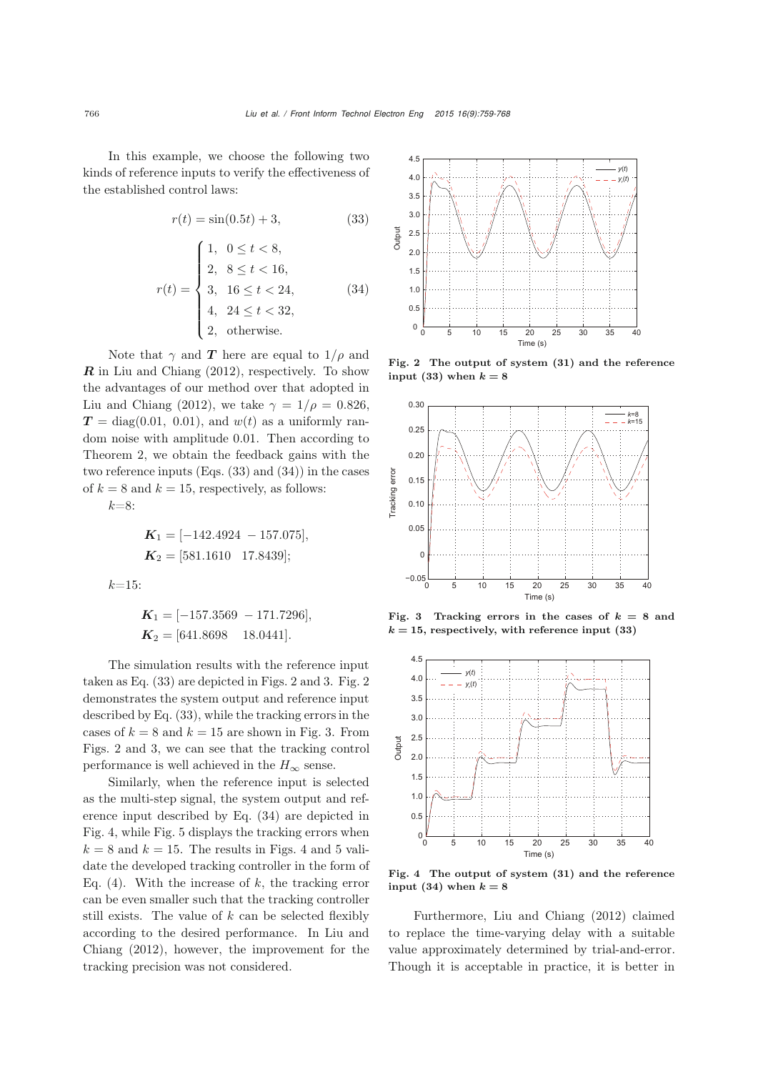In this example, we choose the following two kinds of reference inputs to verify the effectiveness of the established control laws:

$$r(t) = \sin(0.5t) + 3, \tag{33}$$

$$r(t) = \begin{cases} 1, & 0 \leq t < 8, \\ 2, & 8 \leq t < 16, \\ 3, & 16 \leq t < 24, \\ 4, & 24 \leq t < 32, \\ 2, & \text{otherwise.} \end{cases} \tag{34}$$

Note that $\gamma$ and $\boldsymbol{T}$ here are equal to $1/\rho$ and $\boldsymbol{R}$ in Liu and Chiang (2012), respectively. To show the advantages of our method over that adopted in Liu and Chiang (2012), we take $\gamma = 1/\rho = 0.826$, $\boldsymbol{T} = \text{diag}(0.01,\ 0.01)$, and $w(t)$ as a uniformly random noise with amplitude 0.01. Then according to Theorem 2, we obtain the feedback gains with the two reference inputs (Eqs. (33) and (34)) in the cases of $k = 8$ and $k = 15$, respectively, as follows:

$k$=8:

$$\boldsymbol{K}_1 = [-142.4924\ \ -157.075],$$
$$\boldsymbol{K}_2 = [581.1610\ \ \ 17.8439];$$

$k$=15:

$$\boldsymbol{K}_1 = [-157.3569\ \ -171.7296],$$
$$\boldsymbol{K}_2 = [641.8698\ \ \ \ 18.0441].$$

The simulation results with the reference input taken as Eq. (33) are depicted in Figs. 2 and 3. Fig. 2 demonstrates the system output and reference input described by Eq. (33), while the tracking errors in the cases of $k = 8$ and $k = 15$ are shown in Fig. 3. From Figs. 2 and 3, we can see that the tracking control performance is well achieved in the $H_\infty$ sense.

Similarly, when the reference input is selected as the multi-step signal, the system output and reference input described by Eq. (34) are depicted in Fig. 4, while Fig. 5 displays the tracking errors when $k = 8$ and $k = 15$. The results in Figs. 4 and 5 validate the developed tracking controller in the form of Eq. (4). With the increase of $k$, the tracking error can be even smaller such that the tracking controller still exists. The value of $k$ can be selected flexibly according to the desired performance. In Liu and Chiang (2012), however, the improvement for the tracking precision was not considered.

**Fig. 2 The output of system (31) and the reference input (33) when $k = 8$**

**Fig. 3 Tracking errors in the cases of $k = 8$ and $k = 15$, respectively, with reference input (33)**

**Fig. 4 The output of system (31) and the reference input (34) when $k = 8$**

Furthermore, Liu and Chiang (2012) claimed to replace the time-varying delay with a suitable value approximately determined by trial-and-error. Though it is acceptable in practice, it is better in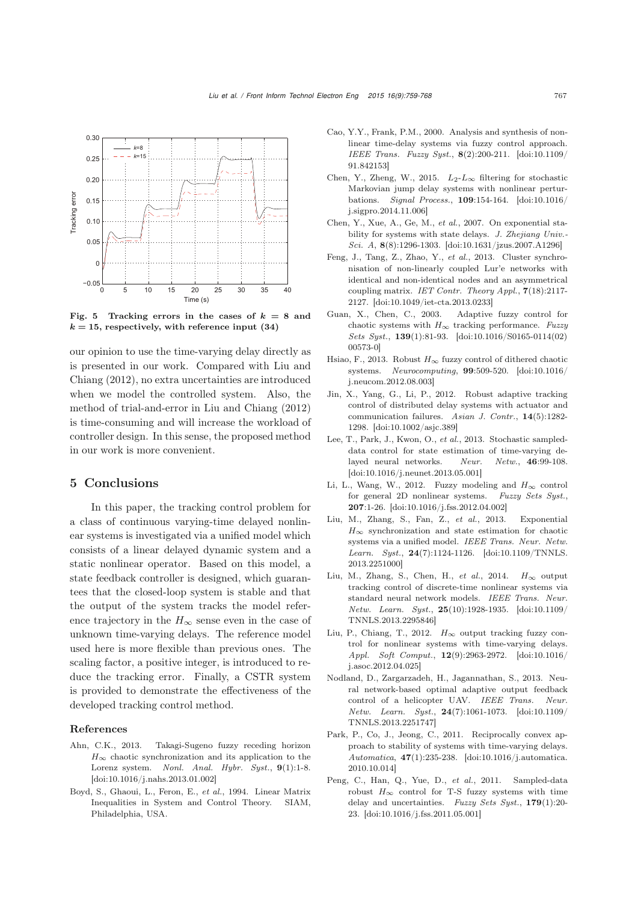Fig. 5 Tracking errors in the cases of $k = 8$ and $k = 15$, respectively, with reference input (34)

our opinion to use the time-varying delay directly as is presented in our work. Compared with Liu and Chiang (2012), no extra uncertainties are introduced when we model the controlled system. Also, the method of trial-and-error in Liu and Chiang (2012) is time-consuming and will increase the workload of controller design. In this sense, the proposed method in our work is more convenient.

## 5 Conclusions

In this paper, the tracking control problem for a class of continuous varying-time delayed nonlinear systems is investigated via a unified model which consists of a linear delayed dynamic system and a static nonlinear operator. Based on this model, a state feedback controller is designed, which guarantees that the closed-loop system is stable and that the output of the system tracks the model reference trajectory in the $H_\infty$ sense even in the case of unknown time-varying delays. The reference model used here is more flexible than previous ones. The scaling factor, a positive integer, is introduced to reduce the tracking error. Finally, a CSTR system is provided to demonstrate the effectiveness of the developed tracking control method.

## References

Ahn, C.K., 2013. Takagi-Sugeno fuzzy receding horizon $H_\infty$ chaotic synchronization and its application to the Lorenz system. *Nonl. Anal. Hybr. Syst.*, **9**(1):1-8. [doi:10.1016/j.nahs.2013.01.002]

Boyd, S., Ghaoui, L., Feron, E., *et al.*, 1994. Linear Matrix Inequalities in System and Control Theory. SIAM, Philadelphia, USA.

Cao, Y.Y., Frank, P.M., 2000. Analysis and synthesis of nonlinear time-delay systems via fuzzy control approach. *IEEE Trans. Fuzzy Syst.*, **8**(2):200-211. [doi:10.1109/91.842153]

Chen, Y., Zheng, W., 2015. $L_2$-$L_\infty$ filtering for stochastic Markovian jump delay systems with nonlinear perturbations. *Signal Process.*, **109**:154-164. [doi:10.1016/j.sigpro.2014.11.006]

Chen, Y., Xue, A., Ge, M., *et al.*, 2007. On exponential stability for systems with state delays. *J. Zhejiang Univ.-Sci. A*, **8**(8):1296-1303. [doi:10.1631/jzus.2007.A1296]

Feng, J., Tang, Z., Zhao, Y., *et al.*, 2013. Cluster synchronisation of non-linearly coupled Lur'e networks with identical and non-identical nodes and an asymmetrical coupling matrix. *IET Contr. Theory Appl.*, **7**(18):2117-2127. [doi:10.1049/iet-cta.2013.0233]

Guan, X., Chen, C., 2003. Adaptive fuzzy control for chaotic systems with $H_\infty$ tracking performance. *Fuzzy Sets Syst.*, **139**(1):81-93. [doi:10.1016/S0165-0114(02)00573-0]

Hsiao, F., 2013. Robust $H_\infty$ fuzzy control of dithered chaotic systems. *Neurocomputing*, **99**:509-520. [doi:10.1016/j.neucom.2012.08.003]

Jin, X., Yang, G., Li, P., 2012. Robust adaptive tracking control of distributed delay systems with actuator and communication failures. *Asian J. Contr.*, **14**(5):1282-1298. [doi:10.1002/asjc.389]

Lee, T., Park, J., Kwon, O., *et al.*, 2013. Stochastic sampled-data control for state estimation of time-varying delayed neural networks. *Neur. Netw.*, **46**:99-108. [doi:10.1016/j.neunet.2013.05.001]

Li, L., Wang, W., 2012. Fuzzy modeling and $H_\infty$ control for general 2D nonlinear systems. *Fuzzy Sets Syst.*, **207**:1-26. [doi:10.1016/j.fss.2012.04.002]

Liu, M., Zhang, S., Fan, Z., *et al.*, 2013. Exponential $H_\infty$ synchronization and state estimation for chaotic systems via a unified model. *IEEE Trans. Neur. Netw. Learn. Syst.*, **24**(7):1124-1126. [doi:10.1109/TNNLS.2013.2251000]

Liu, M., Zhang, S., Chen, H., *et al.*, 2014. $H_\infty$ output tracking control of discrete-time nonlinear systems via standard neural network models. *IEEE Trans. Neur. Netw. Learn. Syst.*, **25**(10):1928-1935. [doi:10.1109/TNNLS.2013.2295846]

Liu, P., Chiang, T., 2012. $H_\infty$ output tracking fuzzy control for nonlinear systems with time-varying delays. *Appl. Soft Comput.*, **12**(9):2963-2972. [doi:10.1016/j.asoc.2012.04.025]

Nodland, D., Zargarzadeh, H., Jagannathan, S., 2013. Neural network-based optimal adaptive output feedback control of a helicopter UAV. *IEEE Trans. Neur. Netw. Learn. Syst.*, **24**(7):1061-1073. [doi:10.1109/TNNLS.2013.2251747]

Park, P., Co, J., Jeong, C., 2011. Reciprocally convex approach to stability of systems with time-varying delays. *Automatica*, **47**(1):235-238. [doi:10.1016/j.automatica.2010.10.014]

Peng, C., Han, Q., Yue, D., *et al.*, 2011. Sampled-data robust $H_\infty$ control for T-S fuzzy systems with time delay and uncertainties. *Fuzzy Sets Syst.*, **179**(1):20-23. [doi:10.1016/j.fss.2011.05.001]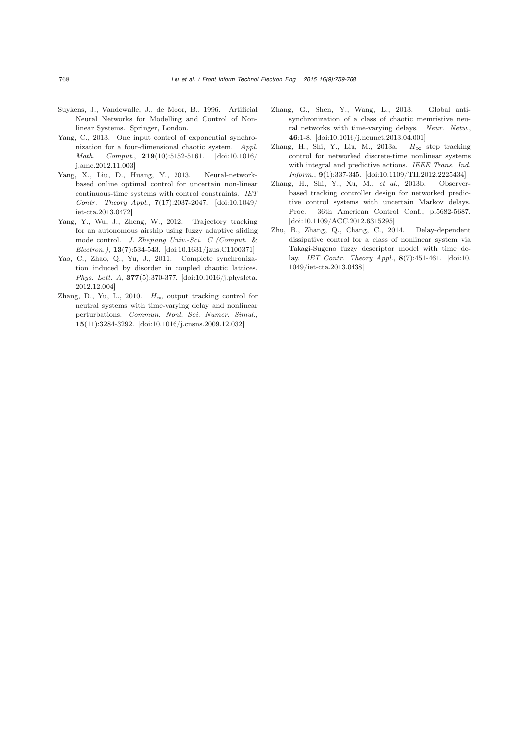Suykens, J., Vandewalle, J., de Moor, B., 1996. Artificial Neural Networks for Modelling and Control of Nonlinear Systems. Springer, London.

Yang, C., 2013. One input control of exponential synchronization for a four-dimensional chaotic system. *Appl. Math. Comput.*, **219**(10):5152-5161. [doi:10.1016/j.amc.2012.11.003]

Yang, X., Liu, D., Huang, Y., 2013. Neural-network-based online optimal control for uncertain non-linear continuous-time systems with control constraints. *IET Contr. Theory Appl.*, **7**(17):2037-2047. [doi:10.1049/iet-cta.2013.0472]

Yang, Y., Wu, J., Zheng, W., 2012. Trajectory tracking for an autonomous airship using fuzzy adaptive sliding mode control. *J. Zhejiang Univ.-Sci. C (Comput. & Electron.)*, **13**(7):534-543. [doi:10.1631/jzus.C1100371]

Yao, C., Zhao, Q., Yu, J., 2011. Complete synchronization induced by disorder in coupled chaotic lattices. *Phys. Lett. A*, **377**(5):370-377. [doi:10.1016/j.physleta.2012.12.004]

Zhang, D., Yu, L., 2010. $H_\infty$ output tracking control for neutral systems with time-varying delay and nonlinear perturbations. *Commun. Nonl. Sci. Numer. Simul.*, **15**(11):3284-3292. [doi:10.1016/j.cnsns.2009.12.032]

Zhang, G., Shen, Y., Wang, L., 2013. Global anti-synchronization of a class of chaotic memristive neural networks with time-varying delays. *Neur. Netw.*, **46**:1-8. [doi:10.1016/j.neunet.2013.04.001]

Zhang, H., Shi, Y., Liu, M., 2013a. $H_\infty$ step tracking control for networked discrete-time nonlinear systems with integral and predictive actions. *IEEE Trans. Ind. Inform.*, **9**(1):337-345. [doi:10.1109/TII.2012.2225434]

Zhang, H., Shi, Y., Xu, M., *et al.*, 2013b. Observer-based tracking controller design for networked predictive control systems with uncertain Markov delays. Proc. 36th American Control Conf., p.5682-5687. [doi:10.1109/ACC.2012.6315295]

Zhu, B., Zhang, Q., Chang, C., 2014. Delay-dependent dissipative control for a class of nonlinear system via Takagi-Sugeno fuzzy descriptor model with time delay. *IET Contr. Theory Appl.*, **8**(7):451-461. [doi:10.1049/iet-cta.2013.0438]